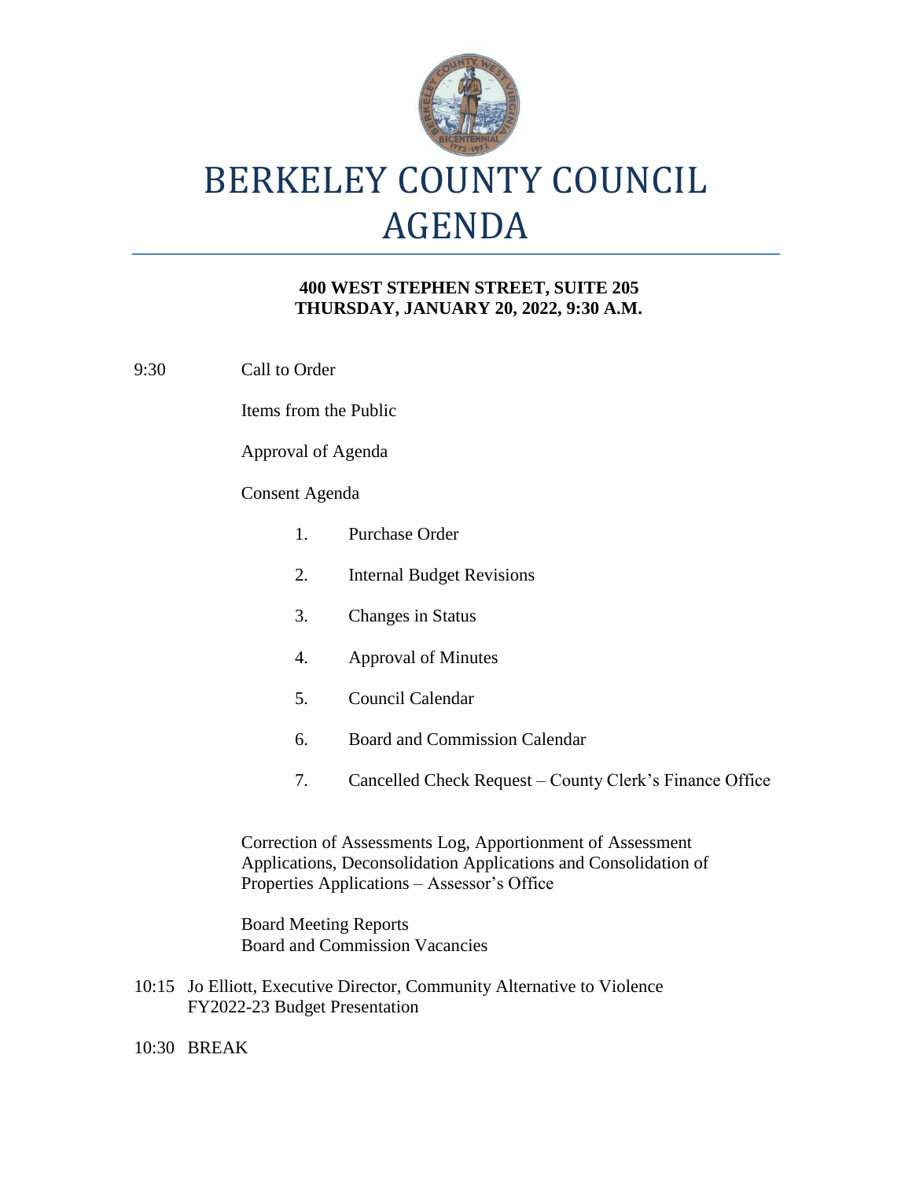# BERKELEY COUNTY COUNCIL AGENDA

**400 WEST STEPHEN STREET, SUITE 205**
**THURSDAY, JANUARY 20, 2022, 9:30 A.M.**

9:30 Call to Order

Items from the Public

Approval of Agenda

Consent Agenda

1. Purchase Order
2. Internal Budget Revisions
3. Changes in Status
4. Approval of Minutes
5. Council Calendar
6. Board and Commission Calendar
7. Cancelled Check Request – County Clerk's Finance Office

Correction of Assessments Log, Apportionment of Assessment Applications, Deconsolidation Applications and Consolidation of Properties Applications – Assessor's Office

Board Meeting Reports
Board and Commission Vacancies

10:15 Jo Elliott, Executive Director, Community Alternative to Violence
FY2022-23 Budget Presentation

10:30 BREAK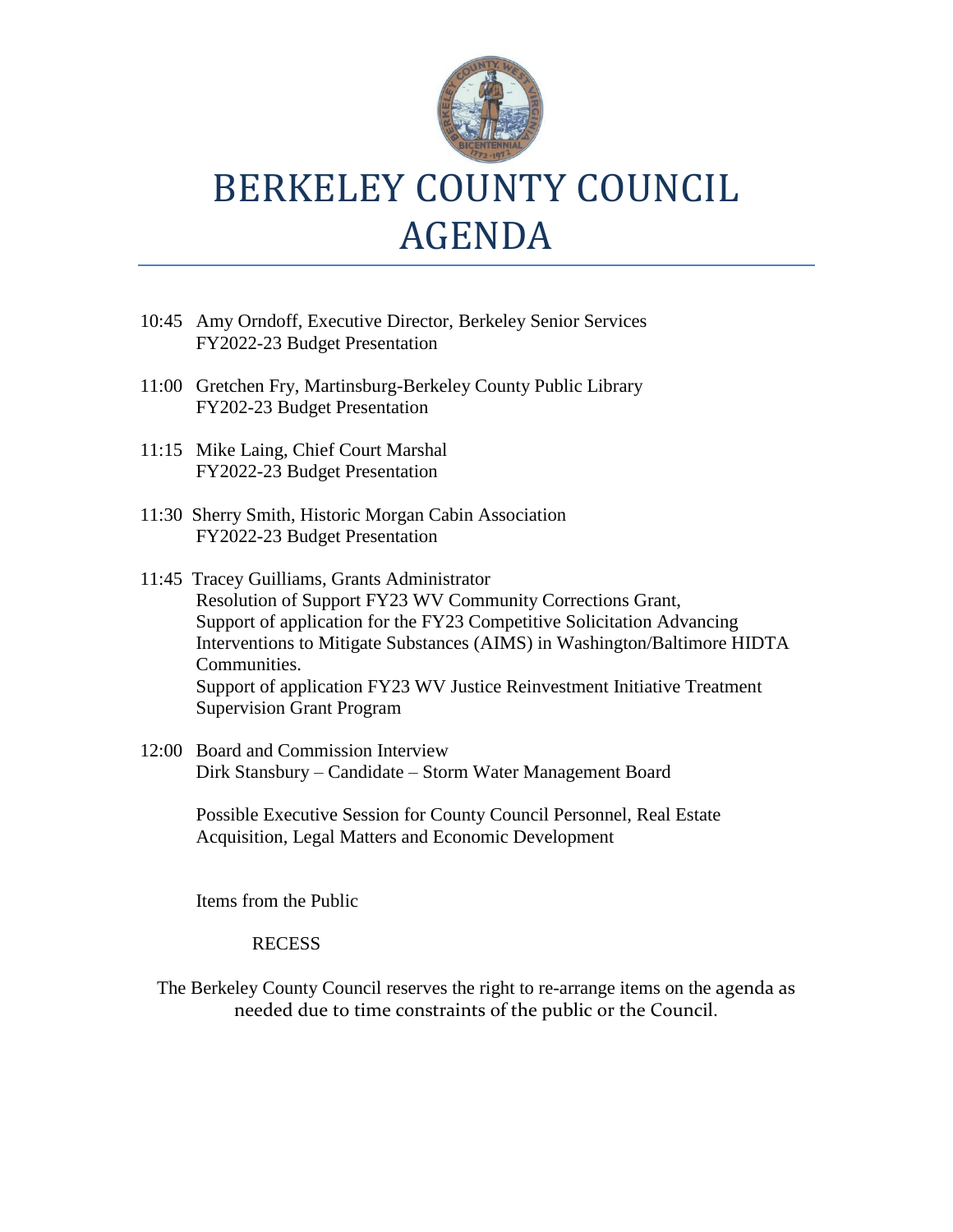# BERKELEY COUNTY COUNCIL AGENDA

10:45 Amy Orndoff, Executive Director, Berkeley Senior Services
FY2022-23 Budget Presentation

11:00 Gretchen Fry, Martinsburg-Berkeley County Public Library
FY202-23 Budget Presentation

11:15 Mike Laing, Chief Court Marshal
FY2022-23 Budget Presentation

11:30 Sherry Smith, Historic Morgan Cabin Association
FY2022-23 Budget Presentation

11:45 Tracey Guilliams, Grants Administrator
Resolution of Support FY23 WV Community Corrections Grant,
Support of application for the FY23 Competitive Solicitation Advancing Interventions to Mitigate Substances (AIMS) in Washington/Baltimore HIDTA Communities.
Support of application FY23 WV Justice Reinvestment Initiative Treatment Supervision Grant Program

12:00 Board and Commission Interview
Dirk Stansbury – Candidate – Storm Water Management Board

Possible Executive Session for County Council Personnel, Real Estate Acquisition, Legal Matters and Economic Development

Items from the Public

RECESS

The Berkeley County Council reserves the right to re-arrange items on the agenda as needed due to time constraints of the public or the Council.